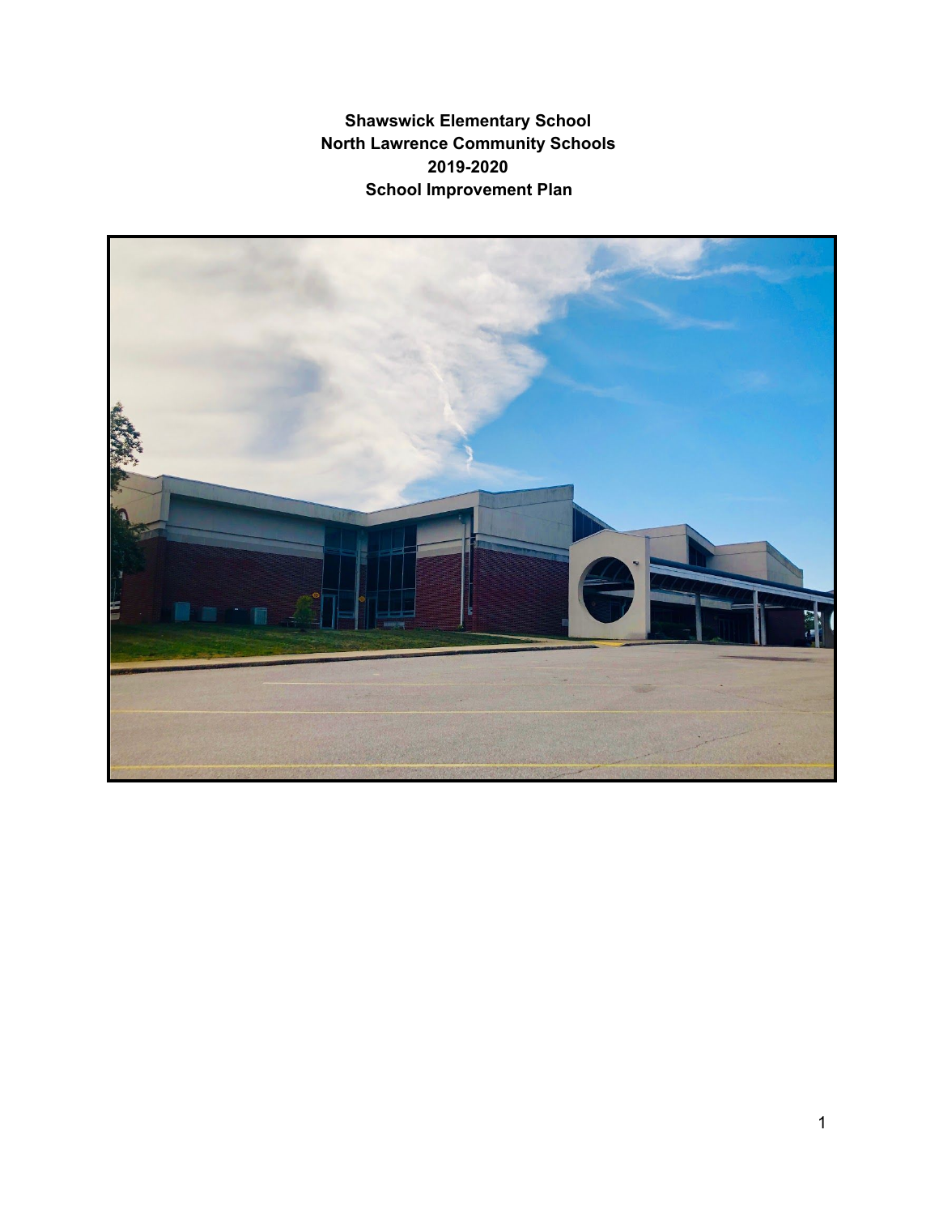**Shawswick Elementary School**
**North Lawrence Community Schools**
**2019-2020**
**School Improvement Plan**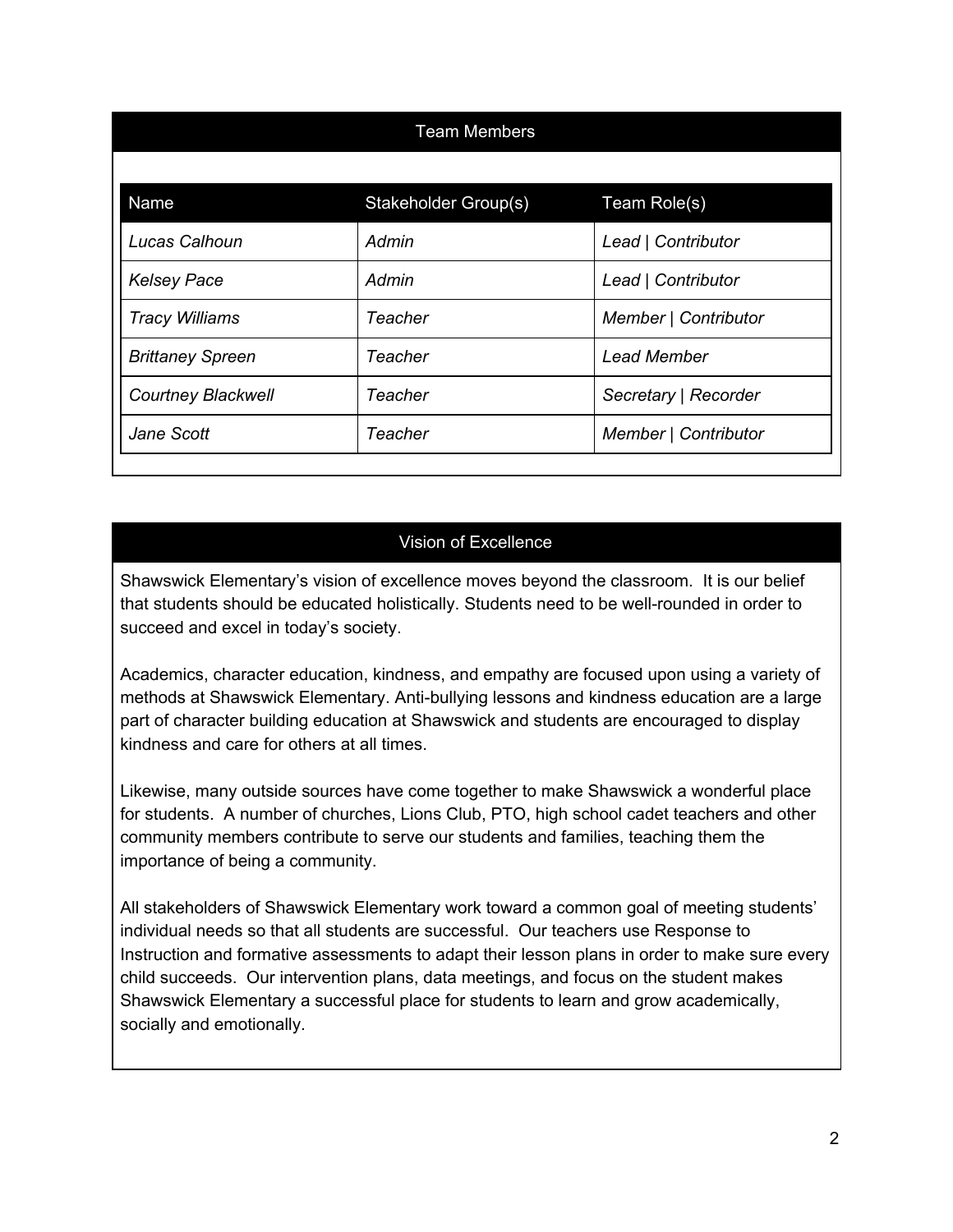## Team Members

| Name | Stakeholder Group(s) | Team Role(s) |
|---|---|---|
| *Lucas Calhoun* | *Admin* | *Lead \| Contributor* |
| *Kelsey Pace* | *Admin* | *Lead \| Contributor* |
| *Tracy Williams* | *Teacher* | *Member \| Contributor* |
| *Brittaney Spreen* | *Teacher* | *Lead Member* |
| *Courtney Blackwell* | *Teacher* | *Secretary \| Recorder* |
| *Jane Scott* | *Teacher* | *Member \| Contributor* |

## Vision of Excellence

Shawswick Elementary's vision of excellence moves beyond the classroom. It is our belief that students should be educated holistically. Students need to be well-rounded in order to succeed and excel in today's society.

Academics, character education, kindness, and empathy are focused upon using a variety of methods at Shawswick Elementary. Anti-bullying lessons and kindness education are a large part of character building education at Shawswick and students are encouraged to display kindness and care for others at all times.

Likewise, many outside sources have come together to make Shawswick a wonderful place for students. A number of churches, Lions Club, PTO, high school cadet teachers and other community members contribute to serve our students and families, teaching them the importance of being a community.

All stakeholders of Shawswick Elementary work toward a common goal of meeting students' individual needs so that all students are successful. Our teachers use Response to Instruction and formative assessments to adapt their lesson plans in order to make sure every child succeeds. Our intervention plans, data meetings, and focus on the student makes Shawswick Elementary a successful place for students to learn and grow academically, socially and emotionally.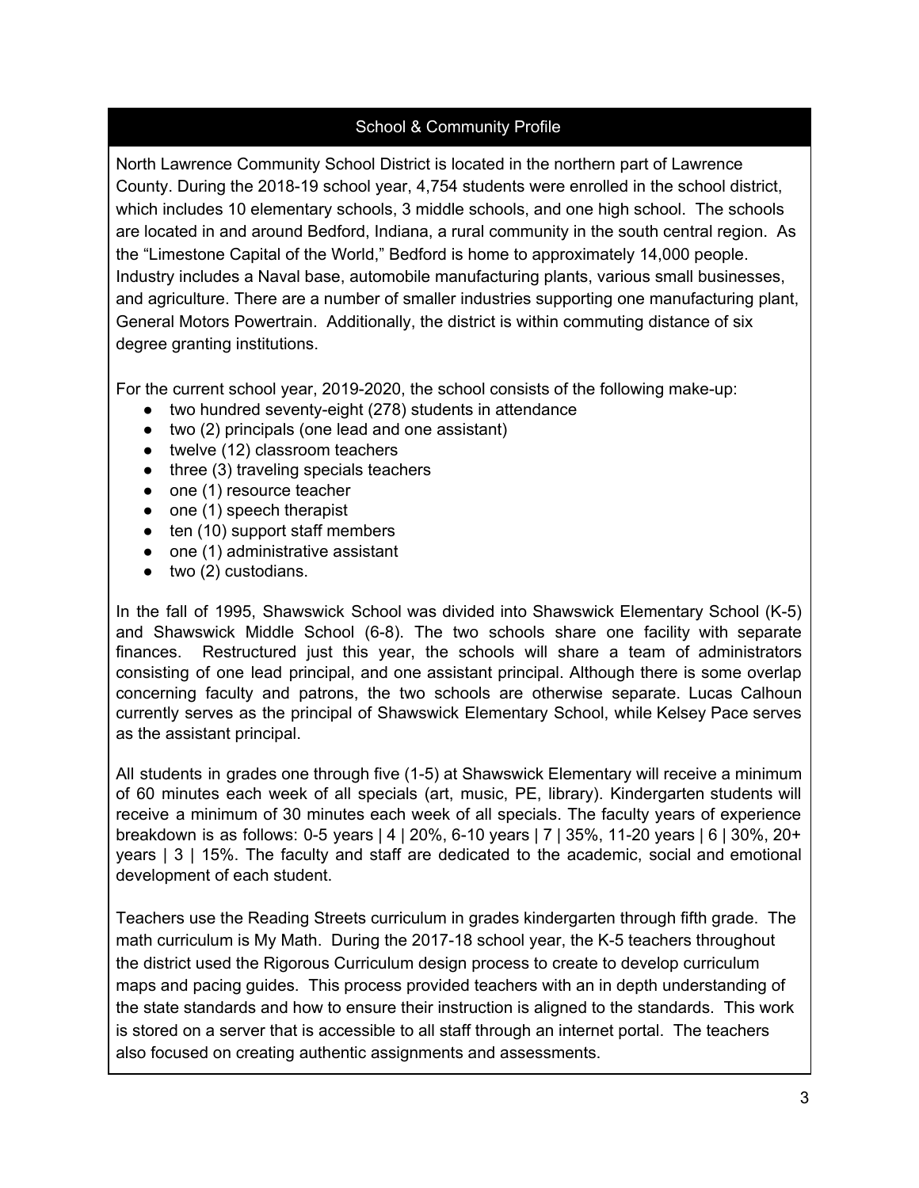## School & Community Profile

North Lawrence Community School District is located in the northern part of Lawrence County. During the 2018-19 school year, 4,754 students were enrolled in the school district, which includes 10 elementary schools, 3 middle schools, and one high school. The schools are located in and around Bedford, Indiana, a rural community in the south central region. As the "Limestone Capital of the World," Bedford is home to approximately 14,000 people. Industry includes a Naval base, automobile manufacturing plants, various small businesses, and agriculture. There are a number of smaller industries supporting one manufacturing plant, General Motors Powertrain. Additionally, the district is within commuting distance of six degree granting institutions.

For the current school year, 2019-2020, the school consists of the following make-up:

- two hundred seventy-eight (278) students in attendance
- two (2) principals (one lead and one assistant)
- twelve (12) classroom teachers
- three (3) traveling specials teachers
- one (1) resource teacher
- one (1) speech therapist
- ten (10) support staff members
- one (1) administrative assistant
- two (2) custodians.

In the fall of 1995, Shawswick School was divided into Shawswick Elementary School (K-5) and Shawswick Middle School (6-8). The two schools share one facility with separate finances. Restructured just this year, the schools will share a team of administrators consisting of one lead principal, and one assistant principal. Although there is some overlap concerning faculty and patrons, the two schools are otherwise separate. Lucas Calhoun currently serves as the principal of Shawswick Elementary School, while Kelsey Pace serves as the assistant principal.

All students in grades one through five (1-5) at Shawswick Elementary will receive a minimum of 60 minutes each week of all specials (art, music, PE, library). Kindergarten students will receive a minimum of 30 minutes each week of all specials. The faculty years of experience breakdown is as follows: 0-5 years | 4 | 20%, 6-10 years | 7 | 35%, 11-20 years | 6 | 30%, 20+ years | 3 | 15%. The faculty and staff are dedicated to the academic, social and emotional development of each student.

Teachers use the Reading Streets curriculum in grades kindergarten through fifth grade. The math curriculum is My Math. During the 2017-18 school year, the K-5 teachers throughout the district used the Rigorous Curriculum design process to create to develop curriculum maps and pacing guides. This process provided teachers with an in depth understanding of the state standards and how to ensure their instruction is aligned to the standards. This work is stored on a server that is accessible to all staff through an internet portal. The teachers also focused on creating authentic assignments and assessments.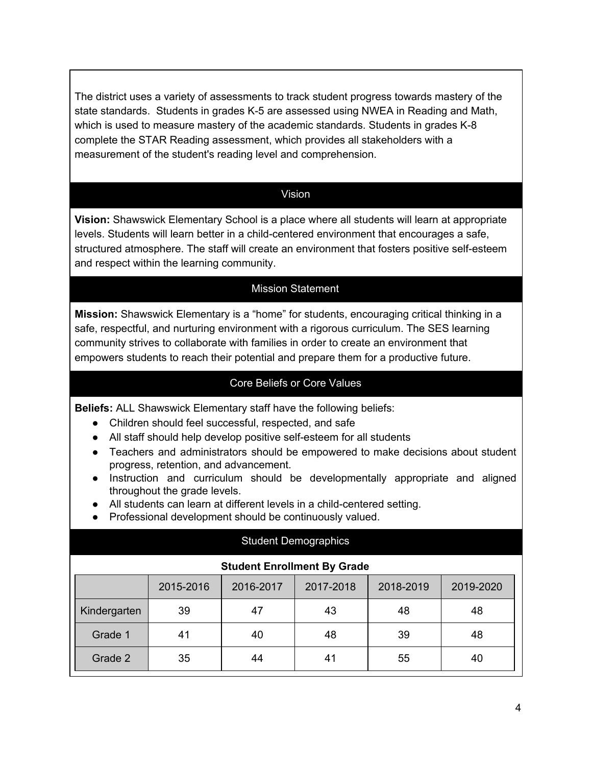The district uses a variety of assessments to track student progress towards mastery of the state standards. Students in grades K-5 are assessed using NWEA in Reading and Math, which is used to measure mastery of the academic standards. Students in grades K-8 complete the STAR Reading assessment, which provides all stakeholders with a measurement of the student's reading level and comprehension.

## Vision

**Vision:** Shawswick Elementary School is a place where all students will learn at appropriate levels. Students will learn better in a child-centered environment that encourages a safe, structured atmosphere. The staff will create an environment that fosters positive self-esteem and respect within the learning community.

## Mission Statement

**Mission:** Shawswick Elementary is a "home" for students, encouraging critical thinking in a safe, respectful, and nurturing environment with a rigorous curriculum. The SES learning community strives to collaborate with families in order to create an environment that empowers students to reach their potential and prepare them for a productive future.

## Core Beliefs or Core Values

**Beliefs:** ALL Shawswick Elementary staff have the following beliefs:

- Children should feel successful, respected, and safe
- All staff should help develop positive self-esteem for all students
- Teachers and administrators should be empowered to make decisions about student progress, retention, and advancement.
- Instruction and curriculum should be developmentally appropriate and aligned throughout the grade levels.
- All students can learn at different levels in a child-centered setting.
- Professional development should be continuously valued.

## Student Demographics

**Student Enrollment By Grade**

| | 2015-2016 | 2016-2017 | 2017-2018 | 2018-2019 | 2019-2020 |
|---|---|---|---|---|---|
| Kindergarten | 39 | 47 | 43 | 48 | 48 |
| Grade 1 | 41 | 40 | 48 | 39 | 48 |
| Grade 2 | 35 | 44 | 41 | 55 | 40 |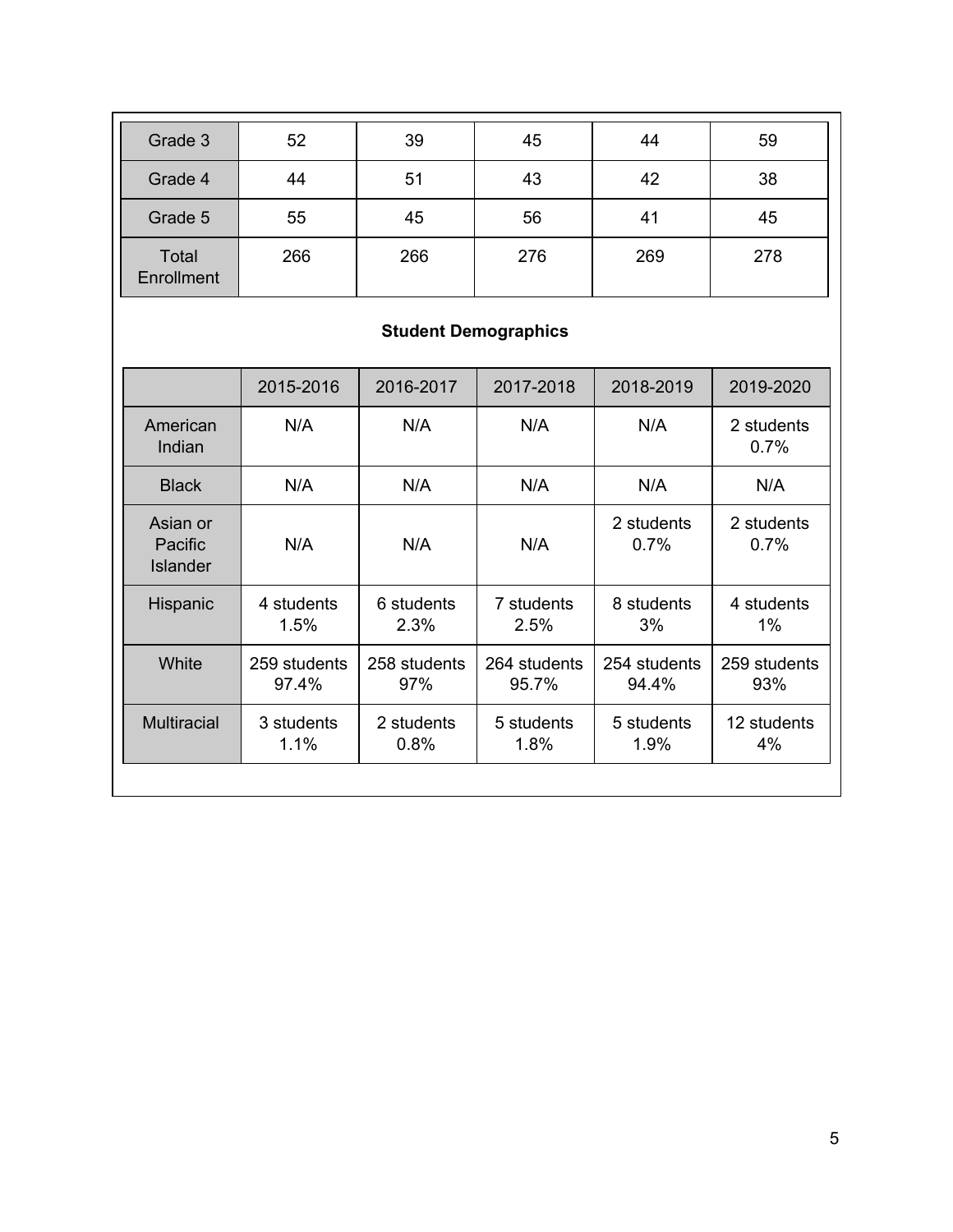| | | | | | |
|---|---|---|---|---|---|
| Grade 3 | 52 | 39 | 45 | 44 | 59 |
| Grade 4 | 44 | 51 | 43 | 42 | 38 |
| Grade 5 | 55 | 45 | 56 | 41 | 45 |
| Total Enrollment | 266 | 266 | 276 | 269 | 278 |

### Student Demographics

| | 2015-2016 | 2016-2017 | 2017-2018 | 2018-2019 | 2019-2020 |
|---|---|---|---|---|---|
| American Indian | N/A | N/A | N/A | N/A | 2 students 0.7% |
| Black | N/A | N/A | N/A | N/A | N/A |
| Asian or Pacific Islander | N/A | N/A | N/A | 2 students 0.7% | 2 students 0.7% |
| Hispanic | 4 students 1.5% | 6 students 2.3% | 7 students 2.5% | 8 students 3% | 4 students 1% |
| White | 259 students 97.4% | 258 students 97% | 264 students 95.7% | 254 students 94.4% | 259 students 93% |
| Multiracial | 3 students 1.1% | 2 students 0.8% | 5 students 1.8% | 5 students 1.9% | 12 students 4% |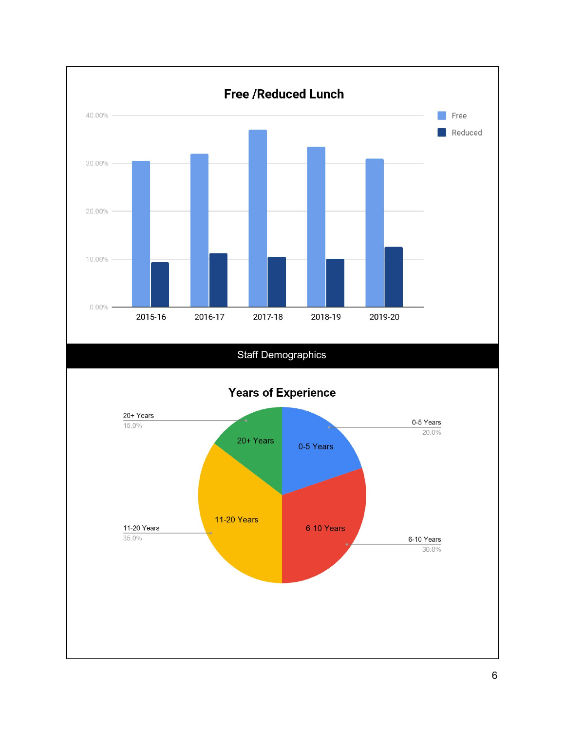## Free /Reduced Lunch

Free | Reduced

40.00%
30.00%
20.00%
10.00%
0.00%

2015-16 | 2016-17 | 2017-18 | 2018-19 | 2019-20

## Staff Demographics

### Years of Experience

| Years of Experience | Percentage |
| --- | --- |
| 0-5 Years | 20.0% |
| 6-10 Years | 30.0% |
| 11-20 Years | 35.0% |
| 20+ Years | 15.0% |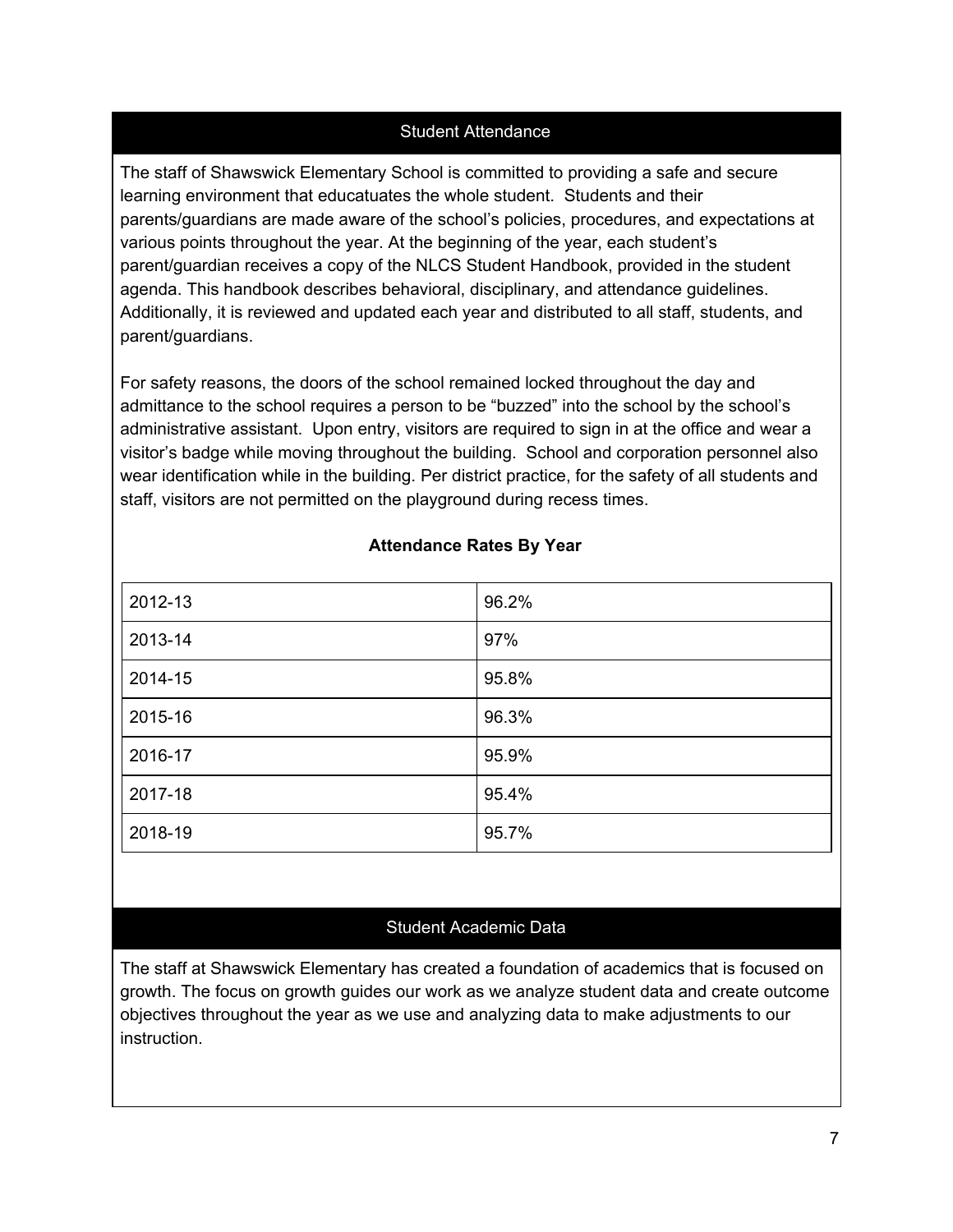## Student Attendance

The staff of Shawswick Elementary School is committed to providing a safe and secure learning environment that educatuates the whole student. Students and their parents/guardians are made aware of the school's policies, procedures, and expectations at various points throughout the year. At the beginning of the year, each student's parent/guardian receives a copy of the NLCS Student Handbook, provided in the student agenda. This handbook describes behavioral, disciplinary, and attendance guidelines. Additionally, it is reviewed and updated each year and distributed to all staff, students, and parent/guardians.

For safety reasons, the doors of the school remained locked throughout the day and admittance to the school requires a person to be "buzzed" into the school by the school's administrative assistant. Upon entry, visitors are required to sign in at the office and wear a visitor's badge while moving throughout the building. School and corporation personnel also wear identification while in the building. Per district practice, for the safety of all students and staff, visitors are not permitted on the playground during recess times.

**Attendance Rates By Year**

| | |
|---|---|
| 2012-13 | 96.2% |
| 2013-14 | 97% |
| 2014-15 | 95.8% |
| 2015-16 | 96.3% |
| 2016-17 | 95.9% |
| 2017-18 | 95.4% |
| 2018-19 | 95.7% |

## Student Academic Data

The staff at Shawswick Elementary has created a foundation of academics that is focused on growth. The focus on growth guides our work as we analyze student data and create outcome objectives throughout the year as we use and analyzing data to make adjustments to our instruction.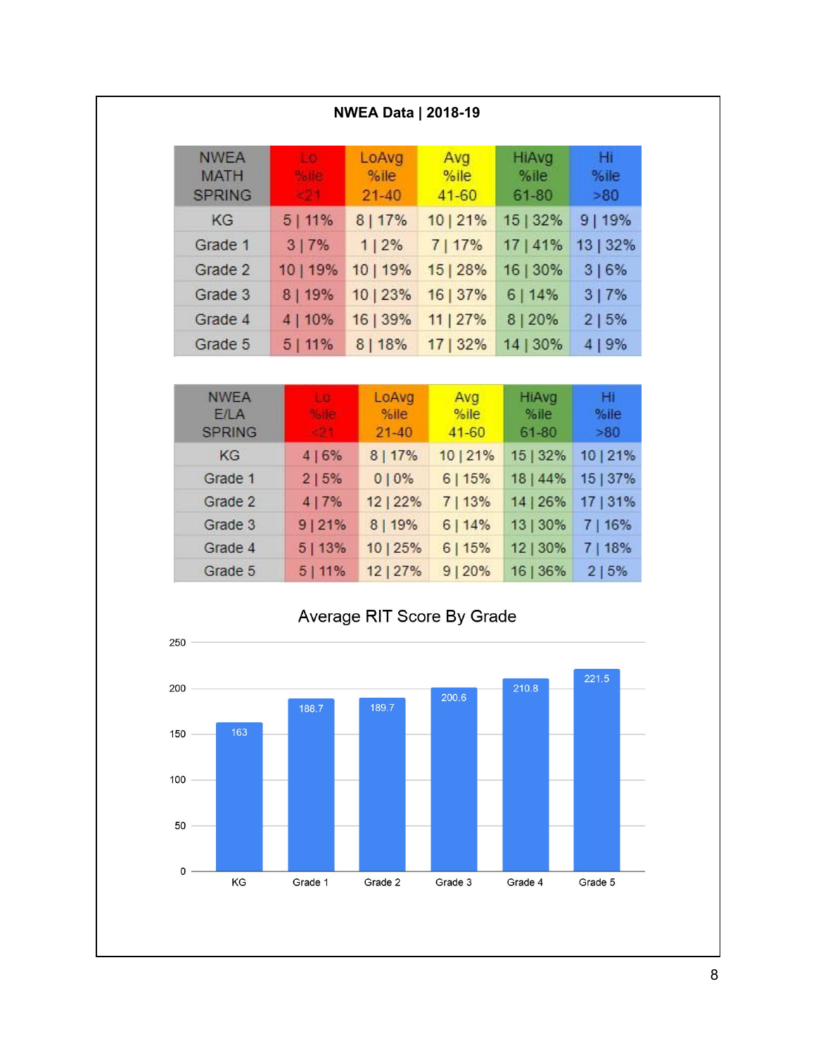# NWEA Data | 2018-19

| NWEA MATH SPRING | Lo %ile <21 | LoAvg %ile 21-40 | Avg %ile 41-60 | HiAvg %ile 61-80 | Hi %ile >80 |
|---|---|---|---|---|---|
| KG | 5 \| 11% | 8 \| 17% | 10 \| 21% | 15 \| 32% | 9 \| 19% |
| Grade 1 | 3 \| 7% | 1 \| 2% | 7 \| 17% | 17 \| 41% | 13 \| 32% |
| Grade 2 | 10 \| 19% | 10 \| 19% | 15 \| 28% | 16 \| 30% | 3 \| 6% |
| Grade 3 | 8 \| 19% | 10 \| 23% | 16 \| 37% | 6 \| 14% | 3 \| 7% |
| Grade 4 | 4 \| 10% | 16 \| 39% | 11 \| 27% | 8 \| 20% | 2 \| 5% |
| Grade 5 | 5 \| 11% | 8 \| 18% | 17 \| 32% | 14 \| 30% | 4 \| 9% |

| NWEA E/LA SPRING | Lo %ile <21 | LoAvg %ile 21-40 | Avg %ile 41-60 | HiAvg %ile 61-80 | Hi %ile >80 |
|---|---|---|---|---|---|
| KG | 4 \| 6% | 8 \| 17% | 10 \| 21% | 15 \| 32% | 10 \| 21% |
| Grade 1 | 2 \| 5% | 0 \| 0% | 6 \| 15% | 18 \| 44% | 15 \| 37% |
| Grade 2 | 4 \| 7% | 12 \| 22% | 7 \| 13% | 14 \| 26% | 17 \| 31% |
| Grade 3 | 9 \| 21% | 8 \| 19% | 6 \| 14% | 13 \| 30% | 7 \| 16% |
| Grade 4 | 5 \| 13% | 10 \| 25% | 6 \| 15% | 12 \| 30% | 7 \| 18% |
| Grade 5 | 5 \| 11% | 12 \| 27% | 9 \| 20% | 16 \| 36% | 2 \| 5% |

## Average RIT Score By Grade

| Grade | Average RIT Score |
|---|---|
| KG | 163 |
| Grade 1 | 188.7 |
| Grade 2 | 189.7 |
| Grade 3 | 200.6 |
| Grade 4 | 210.8 |
| Grade 5 | 221.5 |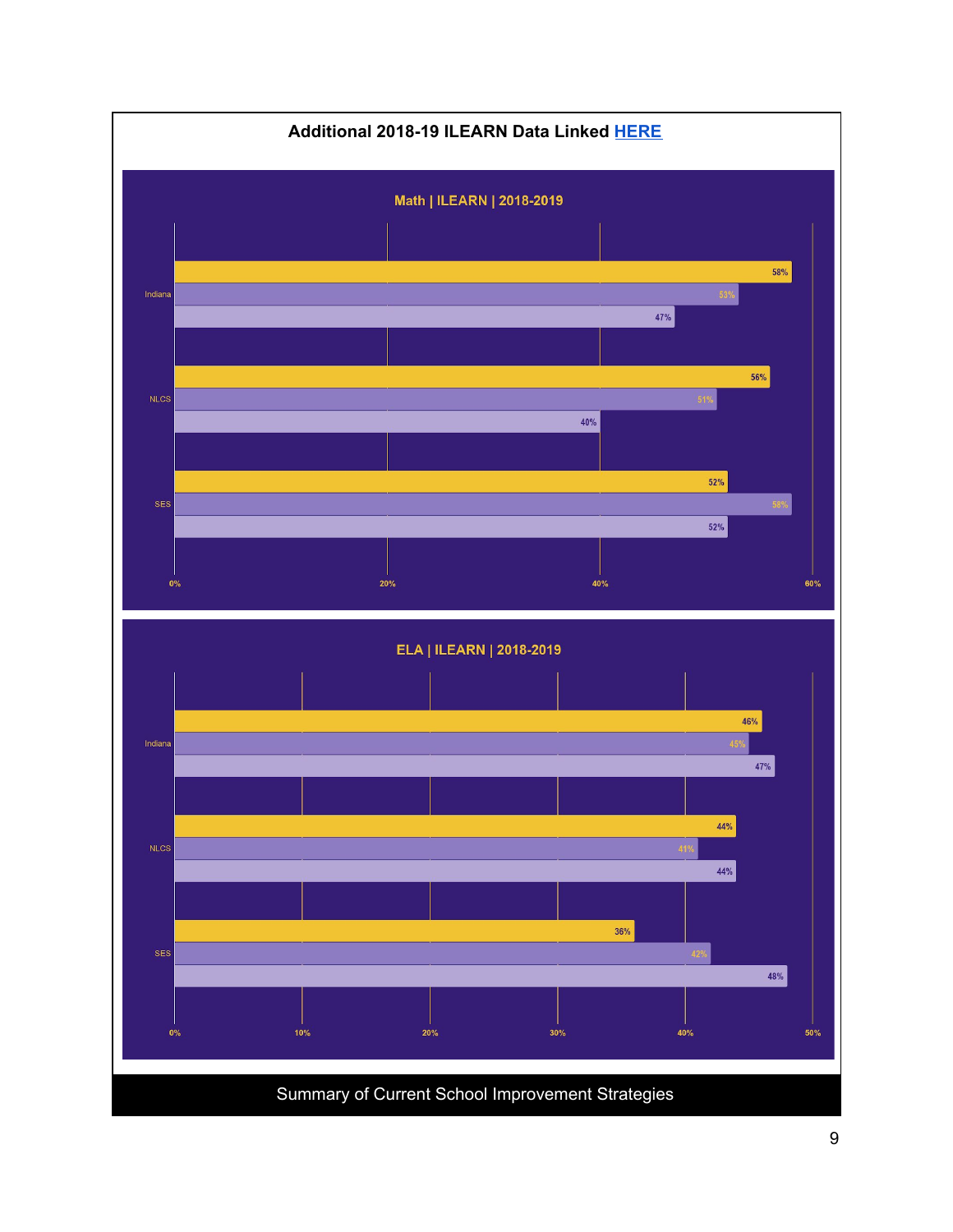### Additional 2018-19 ILEARN Data Linked [HERE]

**Math | ILEARN | 2018-2019**

| | Bar 1 | Bar 2 | Bar 3 |
|---|---|---|---|
| Indiana | 58% | 53% | 47% |
| NLCS | 56% | 51% | 40% |
| SES | 52% | 58% | 52% |

**ELA | ILEARN | 2018-2019**

| | Bar 1 | Bar 2 | Bar 3 |
|---|---|---|---|
| Indiana | 46% | 45% | 47% |
| NLCS | 44% | 41% | 44% |
| SES | 36% | 42% | 48% |

Summary of Current School Improvement Strategies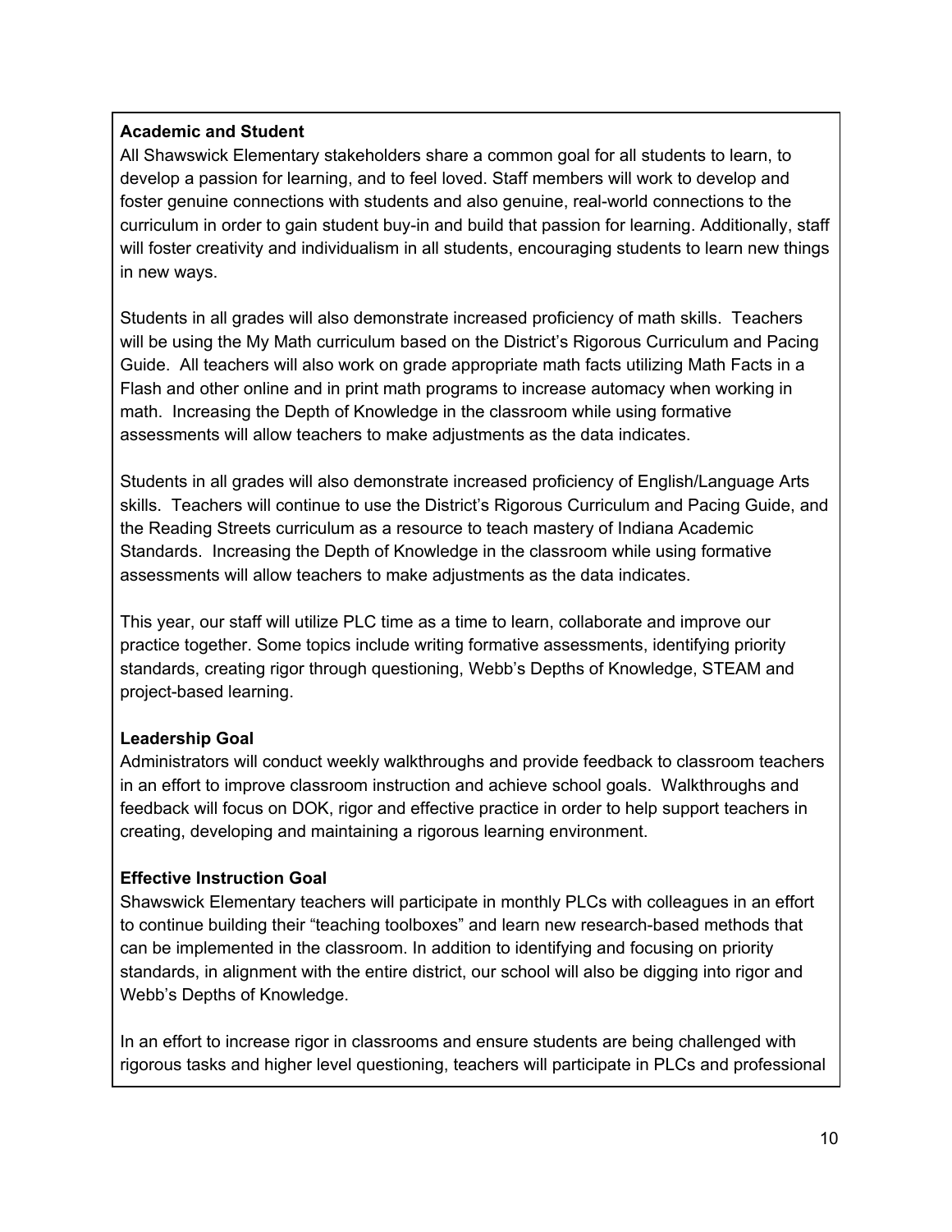**Academic and Student**

All Shawswick Elementary stakeholders share a common goal for all students to learn, to develop a passion for learning, and to feel loved. Staff members will work to develop and foster genuine connections with students and also genuine, real-world connections to the curriculum in order to gain student buy-in and build that passion for learning. Additionally, staff will foster creativity and individualism in all students, encouraging students to learn new things in new ways.

Students in all grades will also demonstrate increased proficiency of math skills. Teachers will be using the My Math curriculum based on the District's Rigorous Curriculum and Pacing Guide. All teachers will also work on grade appropriate math facts utilizing Math Facts in a Flash and other online and in print math programs to increase automacy when working in math. Increasing the Depth of Knowledge in the classroom while using formative assessments will allow teachers to make adjustments as the data indicates.

Students in all grades will also demonstrate increased proficiency of English/Language Arts skills. Teachers will continue to use the District's Rigorous Curriculum and Pacing Guide, and the Reading Streets curriculum as a resource to teach mastery of Indiana Academic Standards. Increasing the Depth of Knowledge in the classroom while using formative assessments will allow teachers to make adjustments as the data indicates.

This year, our staff will utilize PLC time as a time to learn, collaborate and improve our practice together. Some topics include writing formative assessments, identifying priority standards, creating rigor through questioning, Webb's Depths of Knowledge, STEAM and project-based learning.

**Leadership Goal**

Administrators will conduct weekly walkthroughs and provide feedback to classroom teachers in an effort to improve classroom instruction and achieve school goals. Walkthroughs and feedback will focus on DOK, rigor and effective practice in order to help support teachers in creating, developing and maintaining a rigorous learning environment.

**Effective Instruction Goal**

Shawswick Elementary teachers will participate in monthly PLCs with colleagues in an effort to continue building their "teaching toolboxes" and learn new research-based methods that can be implemented in the classroom. In addition to identifying and focusing on priority standards, in alignment with the entire district, our school will also be digging into rigor and Webb's Depths of Knowledge.

In an effort to increase rigor in classrooms and ensure students are being challenged with rigorous tasks and higher level questioning, teachers will participate in PLCs and professional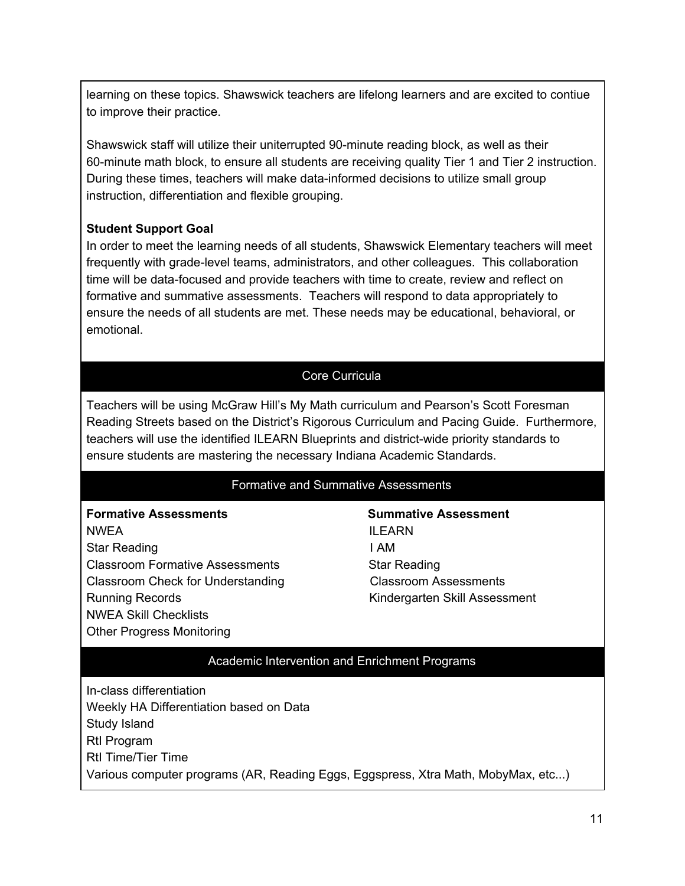learning on these topics. Shawswick teachers are lifelong learners and are excited to contiue to improve their practice.

Shawswick staff will utilize their uniterrupted 90-minute reading block, as well as their 60-minute math block, to ensure all students are receiving quality Tier 1 and Tier 2 instruction. During these times, teachers will make data-informed decisions to utilize small group instruction, differentiation and flexible grouping.

**Student Support Goal**

In order to meet the learning needs of all students, Shawswick Elementary teachers will meet frequently with grade-level teams, administrators, and other colleagues. This collaboration time will be data-focused and provide teachers with time to create, review and reflect on formative and summative assessments. Teachers will respond to data appropriately to ensure the needs of all students are met. These needs may be educational, behavioral, or emotional.

## Core Curricula

Teachers will be using McGraw Hill's My Math curriculum and Pearson's Scott Foresman Reading Streets based on the District's Rigorous Curriculum and Pacing Guide. Furthermore, teachers will use the identified ILEARN Blueprints and district-wide priority standards to ensure students are mastering the necessary Indiana Academic Standards.

## Formative and Summative Assessments

**Formative Assessments**

NWEA
Star Reading
Classroom Formative Assessments
Classroom Check for Understanding
Running Records
NWEA Skill Checklists
Other Progress Monitoring

**Summative Assessment**

ILEARN
I AM
Star Reading
Classroom Assessments
Kindergarten Skill Assessment

## Academic Intervention and Enrichment Programs

In-class differentiation
Weekly HA Differentiation based on Data
Study Island
RtI Program
RtI Time/Tier Time
Various computer programs (AR, Reading Eggs, Eggspress, Xtra Math, MobyMax, etc...)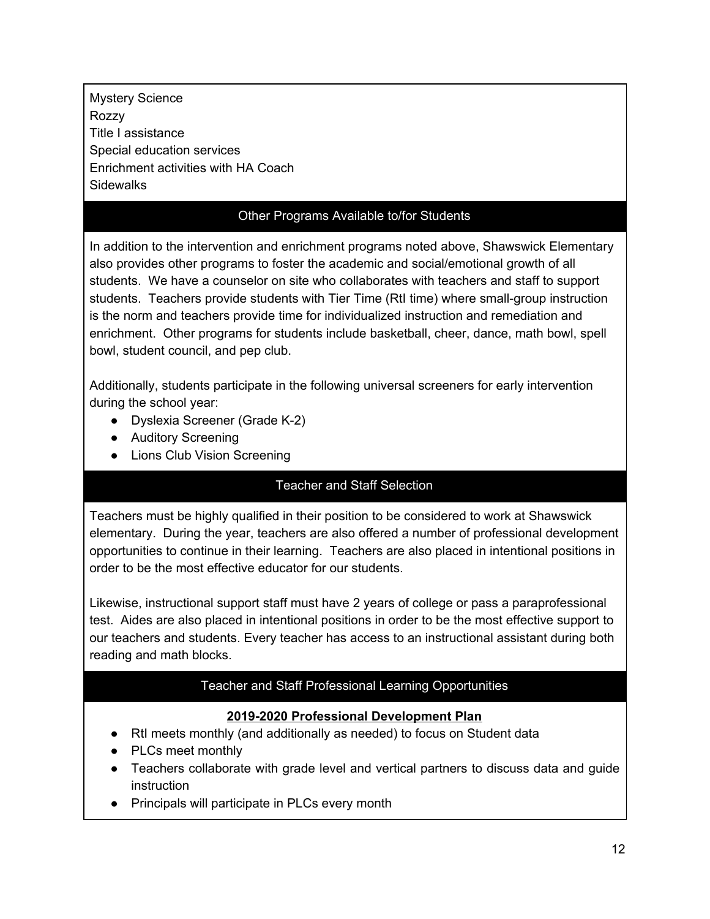Mystery Science
Rozzy
Title I assistance
Special education services
Enrichment activities with HA Coach
Sidewalks

## Other Programs Available to/for Students

In addition to the intervention and enrichment programs noted above, Shawswick Elementary also provides other programs to foster the academic and social/emotional growth of all students. We have a counselor on site who collaborates with teachers and staff to support students. Teachers provide students with Tier Time (RtI time) where small-group instruction is the norm and teachers provide time for individualized instruction and remediation and enrichment. Other programs for students include basketball, cheer, dance, math bowl, spell bowl, student council, and pep club.

Additionally, students participate in the following universal screeners for early intervention during the school year:

- Dyslexia Screener (Grade K-2)
- Auditory Screening
- Lions Club Vision Screening

## Teacher and Staff Selection

Teachers must be highly qualified in their position to be considered to work at Shawswick elementary. During the year, teachers are also offered a number of professional development opportunities to continue in their learning. Teachers are also placed in intentional positions in order to be the most effective educator for our students.

Likewise, instructional support staff must have 2 years of college or pass a paraprofessional test. Aides are also placed in intentional positions in order to be the most effective support to our teachers and students. Every teacher has access to an instructional assistant during both reading and math blocks.

## Teacher and Staff Professional Learning Opportunities

**2019-2020 Professional Development Plan**

- RtI meets monthly (and additionally as needed) to focus on Student data
- PLCs meet monthly
- Teachers collaborate with grade level and vertical partners to discuss data and guide instruction
- Principals will participate in PLCs every month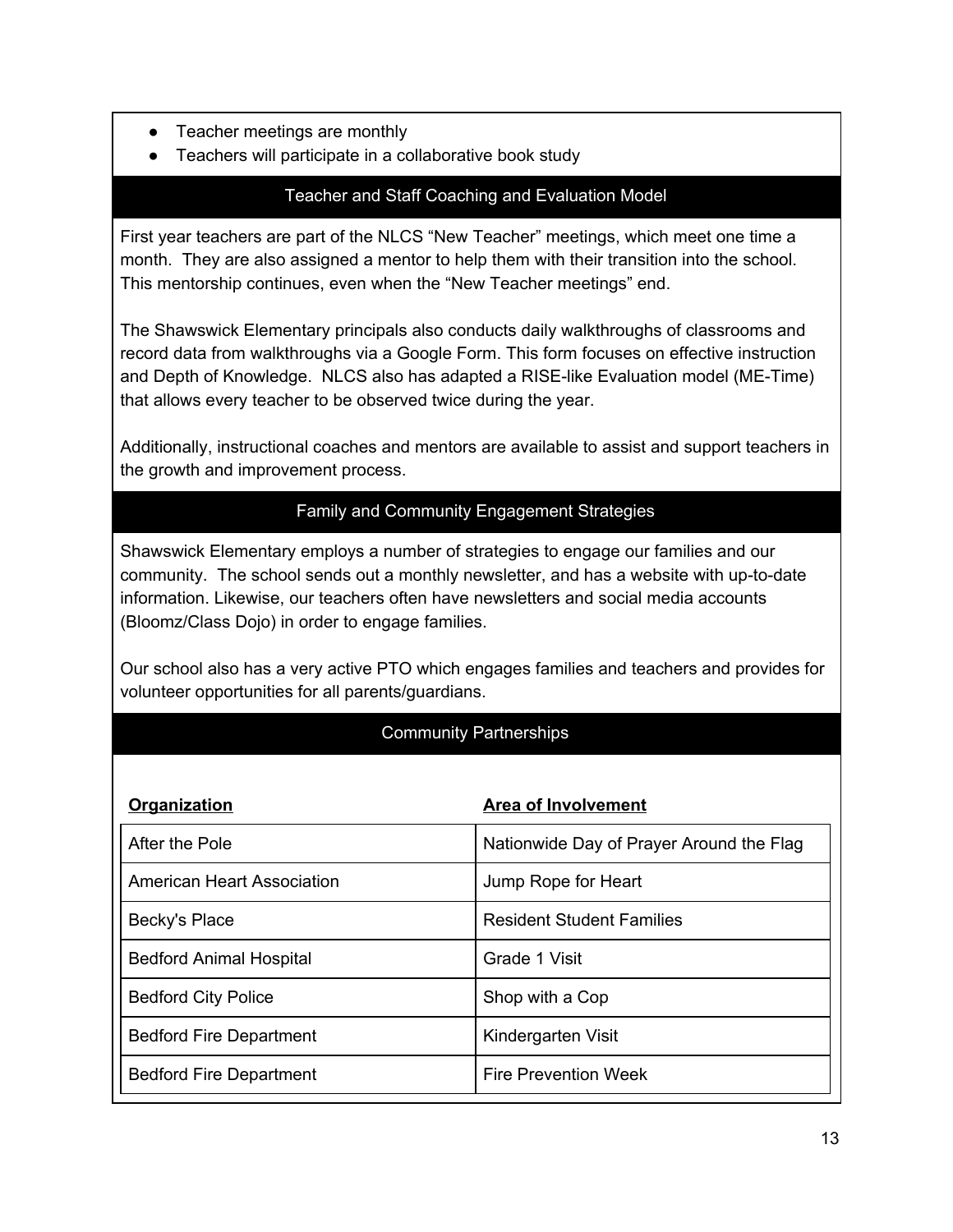- Teacher meetings are monthly
- Teachers will participate in a collaborative book study

## Teacher and Staff Coaching and Evaluation Model

First year teachers are part of the NLCS “New Teacher” meetings, which meet one time a month. They are also assigned a mentor to help them with their transition into the school. This mentorship continues, even when the “New Teacher meetings” end.

The Shawswick Elementary principals also conducts daily walkthroughs of classrooms and record data from walkthroughs via a Google Form. This form focuses on effective instruction and Depth of Knowledge. NLCS also has adapted a RISE-like Evaluation model (ME-Time) that allows every teacher to be observed twice during the year.

Additionally, instructional coaches and mentors are available to assist and support teachers in the growth and improvement process.

## Family and Community Engagement Strategies

Shawswick Elementary employs a number of strategies to engage our families and our community. The school sends out a monthly newsletter, and has a website with up-to-date information. Likewise, our teachers often have newsletters and social media accounts (Bloomz/Class Dojo) in order to engage families.

Our school also has a very active PTO which engages families and teachers and provides for volunteer opportunities for all parents/guardians.

## Community Partnerships

| **Organization** | **Area of Involvement** |
|---|---|
| After the Pole | Nationwide Day of Prayer Around the Flag |
| American Heart Association | Jump Rope for Heart |
| Becky's Place | Resident Student Families |
| Bedford Animal Hospital | Grade 1 Visit |
| Bedford City Police | Shop with a Cop |
| Bedford Fire Department | Kindergarten Visit |
| Bedford Fire Department | Fire Prevention Week |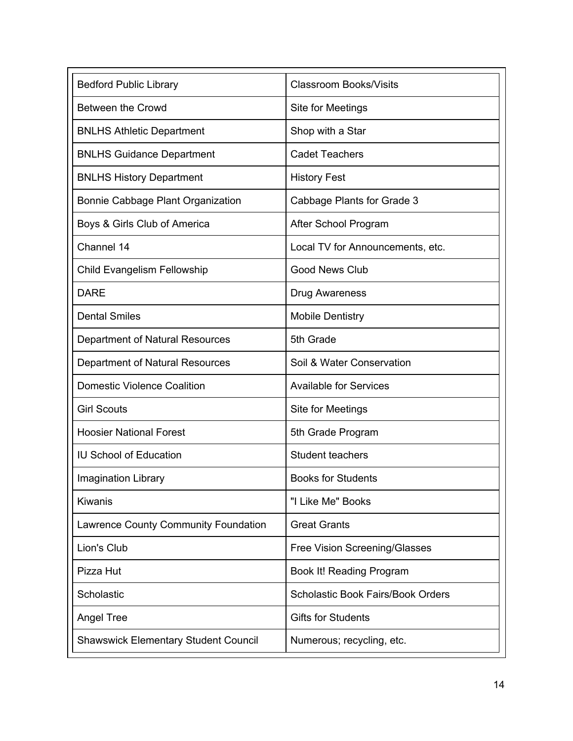| | |
|---|---|
| Bedford Public Library | Classroom Books/Visits |
| Between the Crowd | Site for Meetings |
| BNLHS Athletic Department | Shop with a Star |
| BNLHS Guidance Department | Cadet Teachers |
| BNLHS History Department | History Fest |
| Bonnie Cabbage Plant Organization | Cabbage Plants for Grade 3 |
| Boys & Girls Club of America | After School Program |
| Channel 14 | Local TV for Announcements, etc. |
| Child Evangelism Fellowship | Good News Club |
| DARE | Drug Awareness |
| Dental Smiles | Mobile Dentistry |
| Department of Natural Resources | 5th Grade |
| Department of Natural Resources | Soil & Water Conservation |
| Domestic Violence Coalition | Available for Services |
| Girl Scouts | Site for Meetings |
| Hoosier National Forest | 5th Grade Program |
| IU School of Education | Student teachers |
| Imagination Library | Books for Students |
| Kiwanis | "I Like Me" Books |
| Lawrence County Community Foundation | Great Grants |
| Lion's Club | Free Vision Screening/Glasses |
| Pizza Hut | Book It! Reading Program |
| Scholastic | Scholastic Book Fairs/Book Orders |
| Angel Tree | Gifts for Students |
| Shawswick Elementary Student Council | Numerous; recycling, etc. |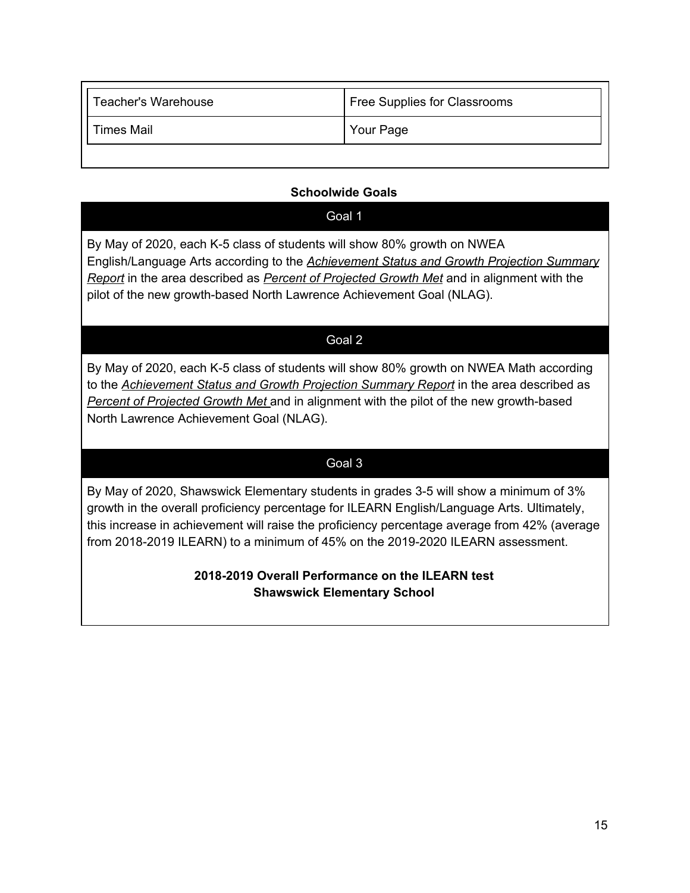| Teacher's Warehouse | Free Supplies for Classrooms |
|---|---|
| Times Mail | Your Page |

**Schoolwide Goals**

**Goal 1**

By May of 2020, each K-5 class of students will show 80% growth on NWEA English/Language Arts according to the *Achievement Status and Growth Projection Summary Report* in the area described as *Percent of Projected Growth Met* and in alignment with the pilot of the new growth-based North Lawrence Achievement Goal (NLAG).

**Goal 2**

By May of 2020, each K-5 class of students will show 80% growth on NWEA Math according to the *Achievement Status and Growth Projection Summary Report* in the area described as *Percent of Projected Growth Met* and in alignment with the pilot of the new growth-based North Lawrence Achievement Goal (NLAG).

**Goal 3**

By May of 2020, Shawswick Elementary students in grades 3-5 will show a minimum of 3% growth in the overall proficiency percentage for ILEARN English/Language Arts. Ultimately, this increase in achievement will raise the proficiency percentage average from 42% (average from 2018-2019 ILEARN) to a minimum of 45% on the 2019-2020 ILEARN assessment.

**2018-2019 Overall Performance on the ILEARN test**
**Shawswick Elementary School**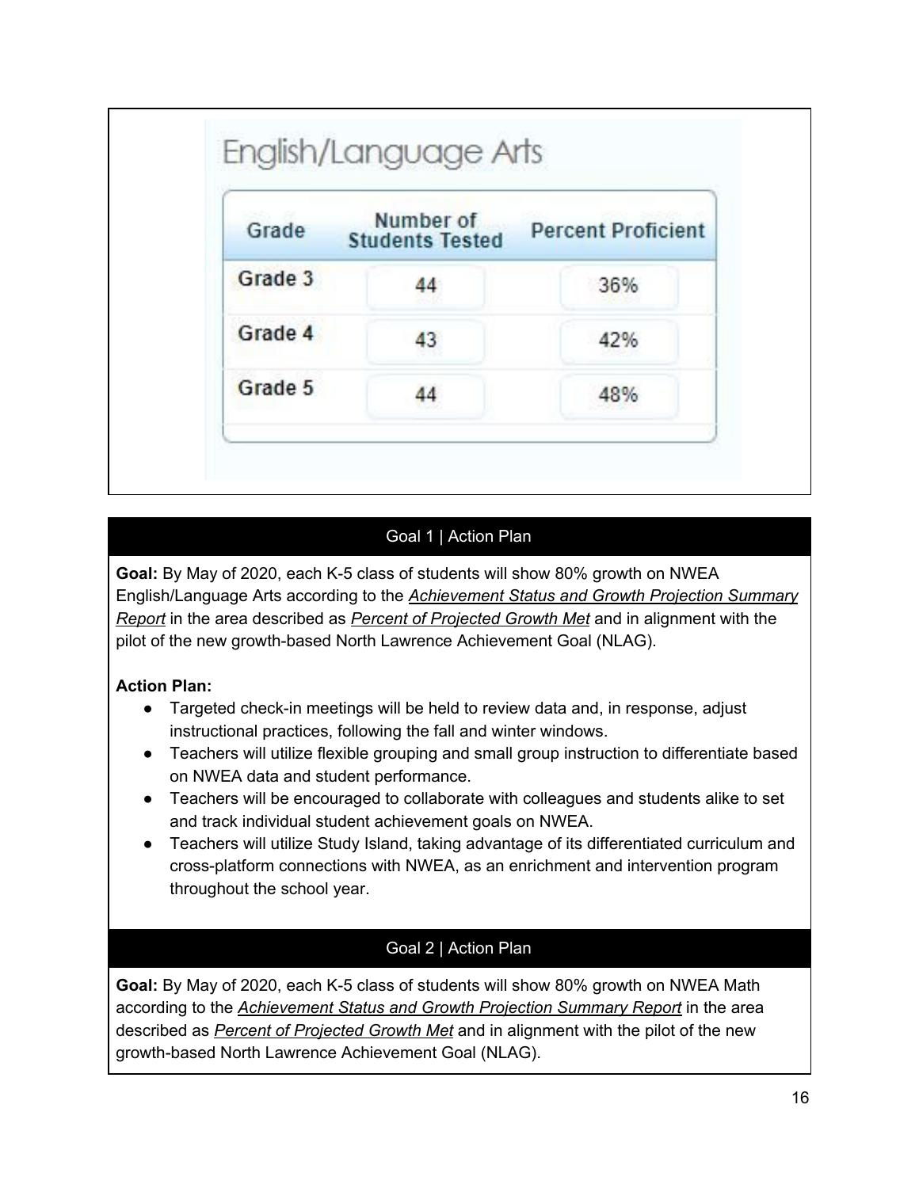## English/Language Arts

| Grade | Number of Students Tested | Percent Proficient |
| --- | --- | --- |
| Grade 3 | 44 | 36% |
| Grade 4 | 43 | 42% |
| Grade 5 | 44 | 48% |

### Goal 1 | Action Plan

**Goal:** By May of 2020, each K-5 class of students will show 80% growth on NWEA English/Language Arts according to the ***Achievement Status and Growth Projection Summary Report*** in the area described as ***Percent of Projected Growth Met*** and in alignment with the pilot of the new growth-based North Lawrence Achievement Goal (NLAG).

**Action Plan:**

- Targeted check-in meetings will be held to review data and, in response, adjust instructional practices, following the fall and winter windows.
- Teachers will utilize flexible grouping and small group instruction to differentiate based on NWEA data and student performance.
- Teachers will be encouraged to collaborate with colleagues and students alike to set and track individual student achievement goals on NWEA.
- Teachers will utilize Study Island, taking advantage of its differentiated curriculum and cross-platform connections with NWEA, as an enrichment and intervention program throughout the school year.

### Goal 2 | Action Plan

**Goal:** By May of 2020, each K-5 class of students will show 80% growth on NWEA Math according to the ***Achievement Status and Growth Projection Summary Report*** in the area described as ***Percent of Projected Growth Met*** and in alignment with the pilot of the new growth-based North Lawrence Achievement Goal (NLAG).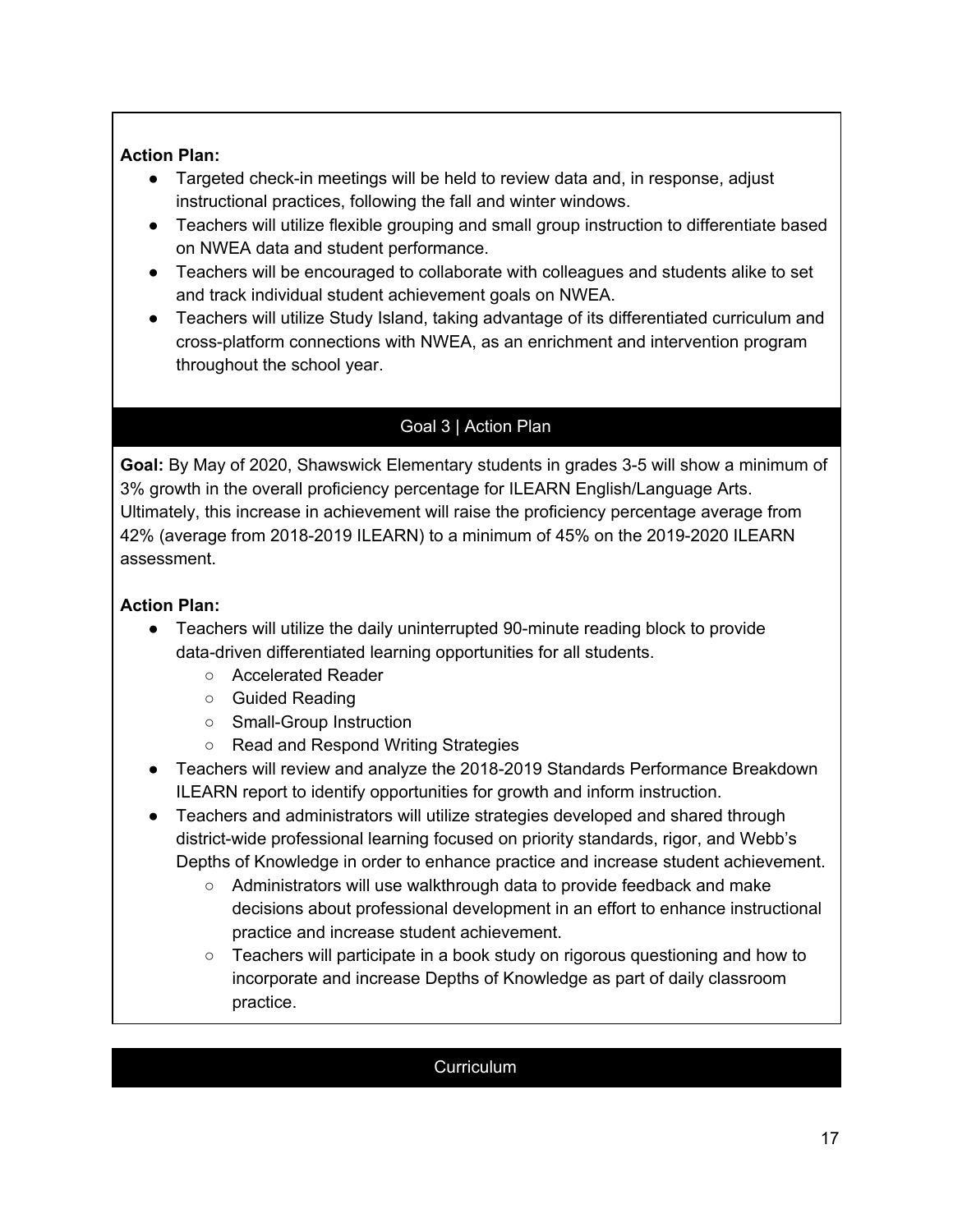**Action Plan:**

- Targeted check-in meetings will be held to review data and, in response, adjust instructional practices, following the fall and winter windows.
- Teachers will utilize flexible grouping and small group instruction to differentiate based on NWEA data and student performance.
- Teachers will be encouraged to collaborate with colleagues and students alike to set and track individual student achievement goals on NWEA.
- Teachers will utilize Study Island, taking advantage of its differentiated curriculum and cross-platform connections with NWEA, as an enrichment and intervention program throughout the school year.

## Goal 3 | Action Plan

**Goal:** By May of 2020, Shawswick Elementary students in grades 3-5 will show a minimum of 3% growth in the overall proficiency percentage for ILEARN English/Language Arts. Ultimately, this increase in achievement will raise the proficiency percentage average from 42% (average from 2018-2019 ILEARN) to a minimum of 45% on the 2019-2020 ILEARN assessment.

**Action Plan:**

- Teachers will utilize the daily uninterrupted 90-minute reading block to provide data-driven differentiated learning opportunities for all students.
    - Accelerated Reader
    - Guided Reading
    - Small-Group Instruction
    - Read and Respond Writing Strategies
- Teachers will review and analyze the 2018-2019 Standards Performance Breakdown ILEARN report to identify opportunities for growth and inform instruction.
- Teachers and administrators will utilize strategies developed and shared through district-wide professional learning focused on priority standards, rigor, and Webb's Depths of Knowledge in order to enhance practice and increase student achievement.
    - Administrators will use walkthrough data to provide feedback and make decisions about professional development in an effort to enhance instructional practice and increase student achievement.
    - Teachers will participate in a book study on rigorous questioning and how to incorporate and increase Depths of Knowledge as part of daily classroom practice.

## Curriculum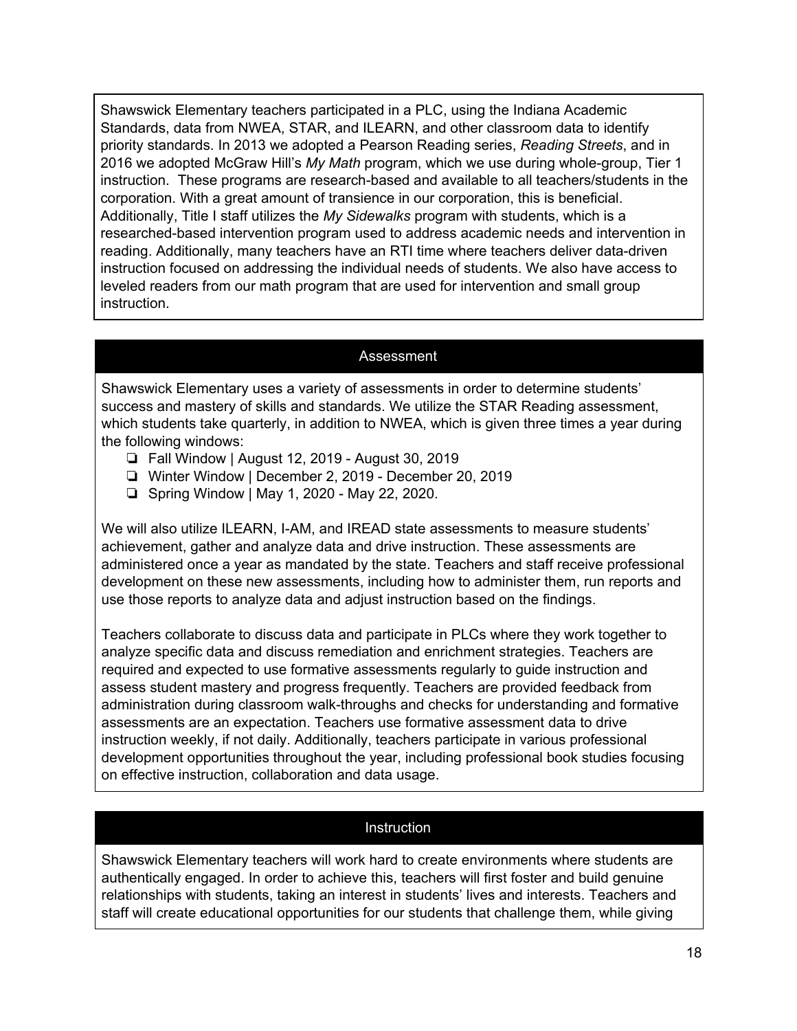Shawswick Elementary teachers participated in a PLC, using the Indiana Academic Standards, data from NWEA, STAR, and ILEARN, and other classroom data to identify priority standards. In 2013 we adopted a Pearson Reading series, *Reading Streets*, and in 2016 we adopted McGraw Hill's *My Math* program, which we use during whole-group, Tier 1 instruction. These programs are research-based and available to all teachers/students in the corporation. With a great amount of transience in our corporation, this is beneficial. Additionally, Title I staff utilizes the *My Sidewalks* program with students, which is a researched-based intervention program used to address academic needs and intervention in reading. Additionally, many teachers have an RTI time where teachers deliver data-driven instruction focused on addressing the individual needs of students. We also have access to leveled readers from our math program that are used for intervention and small group instruction.

## Assessment

Shawswick Elementary uses a variety of assessments in order to determine students' success and mastery of skills and standards. We utilize the STAR Reading assessment, which students take quarterly, in addition to NWEA, which is given three times a year during the following windows:

- Fall Window | August 12, 2019 - August 30, 2019
- Winter Window | December 2, 2019 - December 20, 2019
- Spring Window | May 1, 2020 - May 22, 2020.

We will also utilize ILEARN, I-AM, and IREAD state assessments to measure students' achievement, gather and analyze data and drive instruction. These assessments are administered once a year as mandated by the state. Teachers and staff receive professional development on these new assessments, including how to administer them, run reports and use those reports to analyze data and adjust instruction based on the findings.

Teachers collaborate to discuss data and participate in PLCs where they work together to analyze specific data and discuss remediation and enrichment strategies. Teachers are required and expected to use formative assessments regularly to guide instruction and assess student mastery and progress frequently. Teachers are provided feedback from administration during classroom walk-throughs and checks for understanding and formative assessments are an expectation. Teachers use formative assessment data to drive instruction weekly, if not daily. Additionally, teachers participate in various professional development opportunities throughout the year, including professional book studies focusing on effective instruction, collaboration and data usage.

## Instruction

Shawswick Elementary teachers will work hard to create environments where students are authentically engaged. In order to achieve this, teachers will first foster and build genuine relationships with students, taking an interest in students' lives and interests. Teachers and staff will create educational opportunities for our students that challenge them, while giving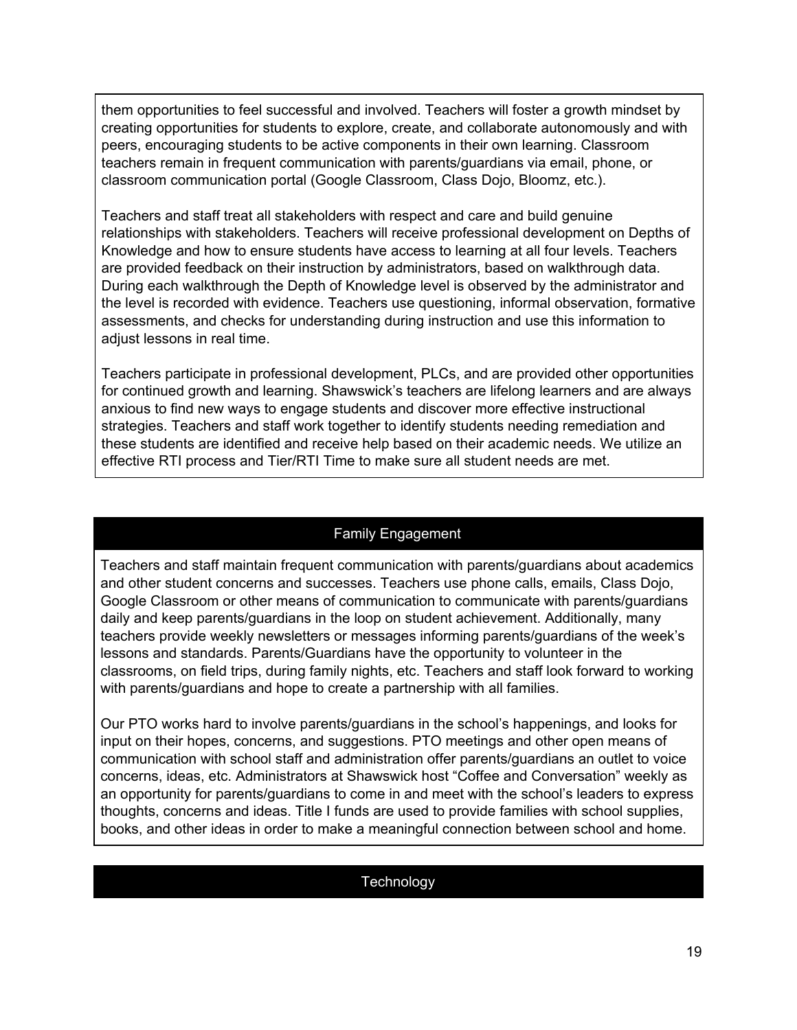them opportunities to feel successful and involved. Teachers will foster a growth mindset by creating opportunities for students to explore, create, and collaborate autonomously and with peers, encouraging students to be active components in their own learning. Classroom teachers remain in frequent communication with parents/guardians via email, phone, or classroom communication portal (Google Classroom, Class Dojo, Bloomz, etc.).

Teachers and staff treat all stakeholders with respect and care and build genuine relationships with stakeholders. Teachers will receive professional development on Depths of Knowledge and how to ensure students have access to learning at all four levels. Teachers are provided feedback on their instruction by administrators, based on walkthrough data. During each walkthrough the Depth of Knowledge level is observed by the administrator and the level is recorded with evidence. Teachers use questioning, informal observation, formative assessments, and checks for understanding during instruction and use this information to adjust lessons in real time.

Teachers participate in professional development, PLCs, and are provided other opportunities for continued growth and learning. Shawswick's teachers are lifelong learners and are always anxious to find new ways to engage students and discover more effective instructional strategies. Teachers and staff work together to identify students needing remediation and these students are identified and receive help based on their academic needs. We utilize an effective RTI process and Tier/RTI Time to make sure all student needs are met.

## Family Engagement

Teachers and staff maintain frequent communication with parents/guardians about academics and other student concerns and successes. Teachers use phone calls, emails, Class Dojo, Google Classroom or other means of communication to communicate with parents/guardians daily and keep parents/guardians in the loop on student achievement. Additionally, many teachers provide weekly newsletters or messages informing parents/guardians of the week's lessons and standards. Parents/Guardians have the opportunity to volunteer in the classrooms, on field trips, during family nights, etc. Teachers and staff look forward to working with parents/guardians and hope to create a partnership with all families.

Our PTO works hard to involve parents/guardians in the school's happenings, and looks for input on their hopes, concerns, and suggestions. PTO meetings and other open means of communication with school staff and administration offer parents/guardians an outlet to voice concerns, ideas, etc. Administrators at Shawswick host "Coffee and Conversation" weekly as an opportunity for parents/guardians to come in and meet with the school's leaders to express thoughts, concerns and ideas. Title I funds are used to provide families with school supplies, books, and other ideas in order to make a meaningful connection between school and home.

## Technology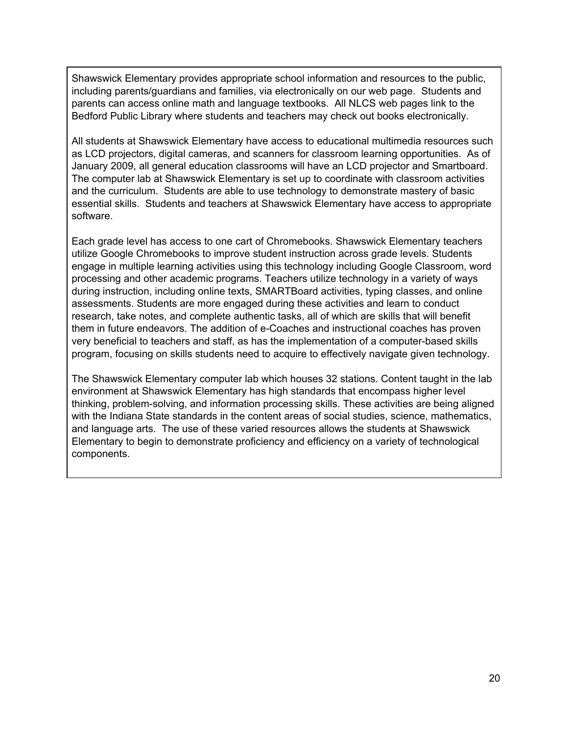Shawswick Elementary provides appropriate school information and resources to the public, including parents/guardians and families, via electronically on our web page. Students and parents can access online math and language textbooks. All NLCS web pages link to the Bedford Public Library where students and teachers may check out books electronically.

All students at Shawswick Elementary have access to educational multimedia resources such as LCD projectors, digital cameras, and scanners for classroom learning opportunities. As of January 2009, all general education classrooms will have an LCD projector and Smartboard. The computer lab at Shawswick Elementary is set up to coordinate with classroom activities and the curriculum. Students are able to use technology to demonstrate mastery of basic essential skills. Students and teachers at Shawswick Elementary have access to appropriate software.

Each grade level has access to one cart of Chromebooks. Shawswick Elementary teachers utilize Google Chromebooks to improve student instruction across grade levels. Students engage in multiple learning activities using this technology including Google Classroom, word processing and other academic programs. Teachers utilize technology in a variety of ways during instruction, including online texts, SMARTBoard activities, typing classes, and online assessments. Students are more engaged during these activities and learn to conduct research, take notes, and complete authentic tasks, all of which are skills that will benefit them in future endeavors. The addition of e-Coaches and instructional coaches has proven very beneficial to teachers and staff, as has the implementation of a computer-based skills program, focusing on skills students need to acquire to effectively navigate given technology.

The Shawswick Elementary computer lab which houses 32 stations. Content taught in the lab environment at Shawswick Elementary has high standards that encompass higher level thinking, problem-solving, and information processing skills. These activities are being aligned with the Indiana State standards in the content areas of social studies, science, mathematics, and language arts. The use of these varied resources allows the students at Shawswick Elementary to begin to demonstrate proficiency and efficiency on a variety of technological components.